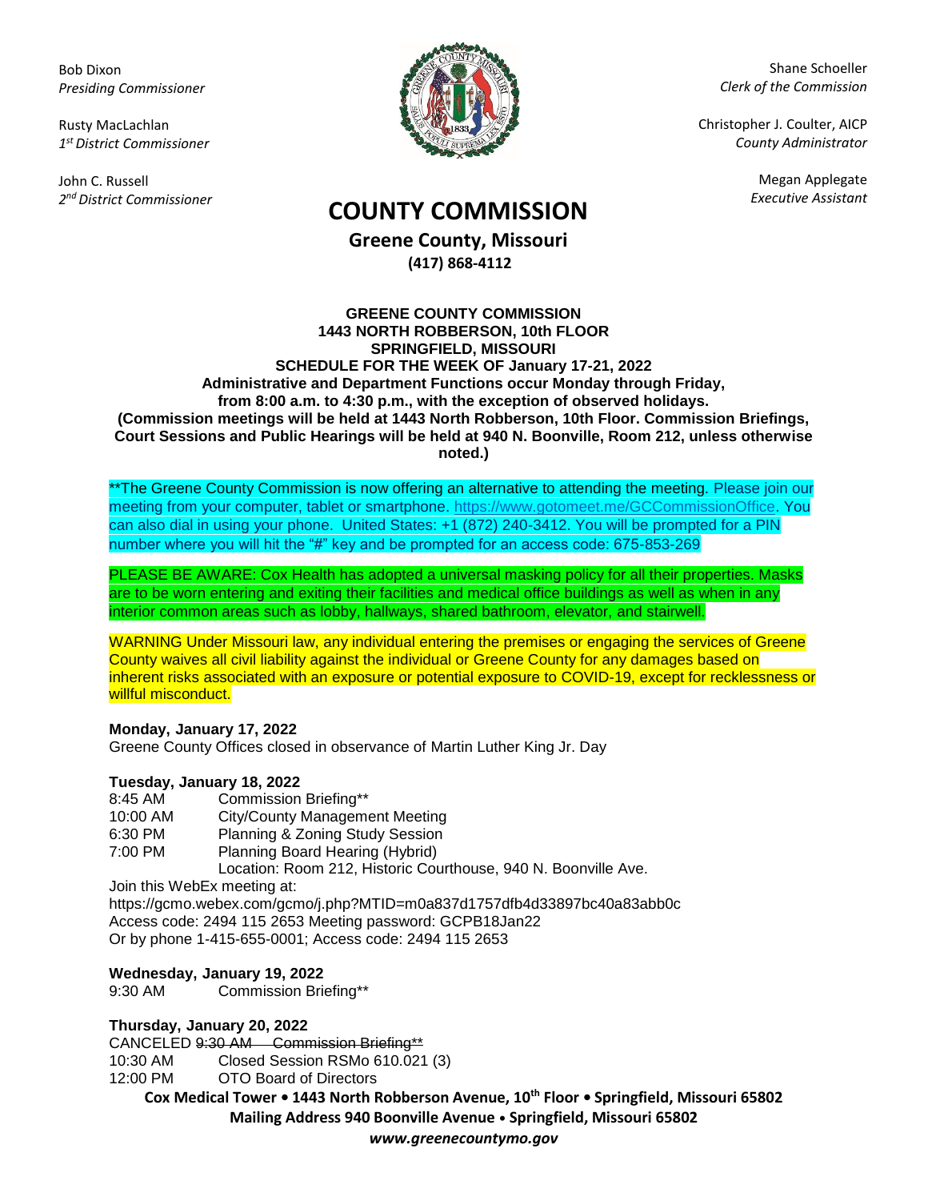Bob Dixon
*Presiding Commissioner*

Rusty MacLachlan
*1st District Commissioner*

John C. Russell
*2nd District Commissioner*

Shane Schoeller
*Clerk of the Commission*

Christopher J. Coulter, AICP
*County Administrator*

Megan Applegate
*Executive Assistant*

# COUNTY COMMISSION

**Greene County, Missouri**
**(417) 868-4112**

**GREENE COUNTY COMMISSION**
**1443 NORTH ROBBERSON, 10th FLOOR**
**SPRINGFIELD, MISSOURI**
**SCHEDULE FOR THE WEEK OF January 17-21, 2022**
**Administrative and Department Functions occur Monday through Friday, from 8:00 a.m. to 4:30 p.m., with the exception of observed holidays.**
**(Commission meetings will be held at 1443 North Robberson, 10th Floor. Commission Briefings, Court Sessions and Public Hearings will be held at 940 N. Boonville, Room 212, unless otherwise noted.)**

**The Greene County Commission is now offering an alternative to attending the meeting. Please join our meeting from your computer, tablet or smartphone. https://www.gotomeet.me/GCCommissionOffice. You can also dial in using your phone. United States: +1 (872) 240-3412. You will be prompted for a PIN number where you will hit the "#" key and be prompted for an access code: 675-853-269

PLEASE BE AWARE: Cox Health has adopted a universal masking policy for all their properties. Masks are to be worn entering and exiting their facilities and medical office buildings as well as when in any interior common areas such as lobby, hallways, shared bathroom, elevator, and stairwell.

WARNING Under Missouri law, any individual entering the premises or engaging the services of Greene County waives all civil liability against the individual or Greene County for any damages based on inherent risks associated with an exposure or potential exposure to COVID-19, except for recklessness or willful misconduct.

**Monday, January 17, 2022**
Greene County Offices closed in observance of Martin Luther King Jr. Day

**Tuesday, January 18, 2022**
8:45 AM Commission Briefing**
10:00 AM City/County Management Meeting
6:30 PM Planning & Zoning Study Session
7:00 PM Planning Board Hearing (Hybrid)
Location: Room 212, Historic Courthouse, 940 N. Boonville Ave.
Join this WebEx meeting at:
https://gcmo.webex.com/gcmo/j.php?MTID=m0a837d1757dfb4d33897bc40a83abb0c
Access code: 2494 115 2653 Meeting password: GCPB18Jan22
Or by phone 1-415-655-0001; Access code: 2494 115 2653

**Wednesday, January 19, 2022**
9:30 AM Commission Briefing**

**Thursday, January 20, 2022**
CANCELED ~~9:30 AM Commission Briefing**~~
10:30 AM Closed Session RSMo 610.021 (3)
12:00 PM OTO Board of Directors

**Cox Medical Tower • 1443 North Robberson Avenue, 10th Floor • Springfield, Missouri 65802**
**Mailing Address 940 Boonville Avenue • Springfield, Missouri 65802**
***www.greenecountymo.gov***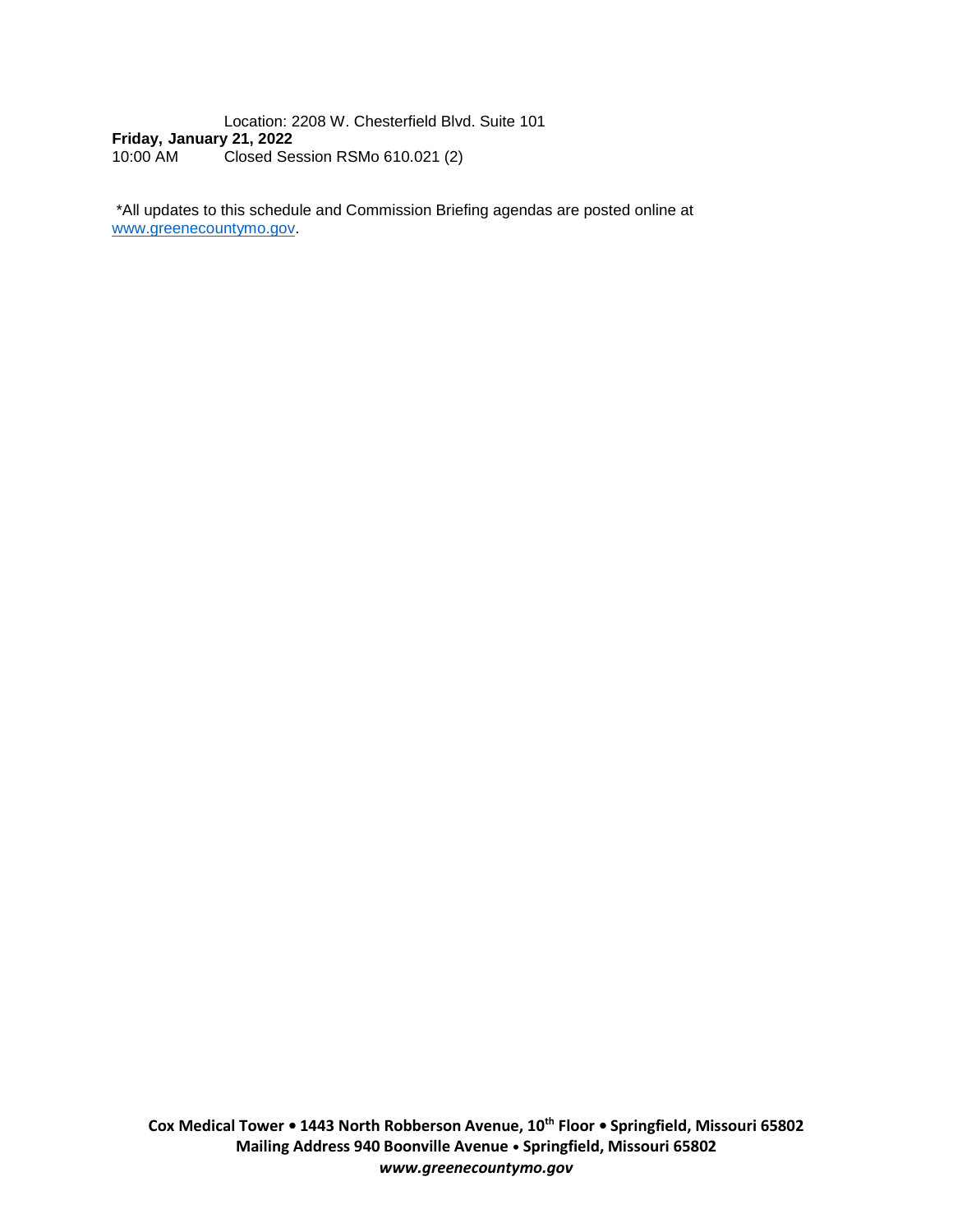Location: 2208 W. Chesterfield Blvd. Suite 101

**Friday, January 21, 2022**

10:00 AM Closed Session RSMo 610.021 (2)

*All updates to this schedule and Commission Briefing agendas are posted online at www.greenecountymo.gov.

**Cox Medical Tower • 1443 North Robberson Avenue, 10th Floor • Springfield, Missouri 65802**
**Mailing Address 940 Boonville Avenue • Springfield, Missouri 65802**
***www.greenecountymo.gov***